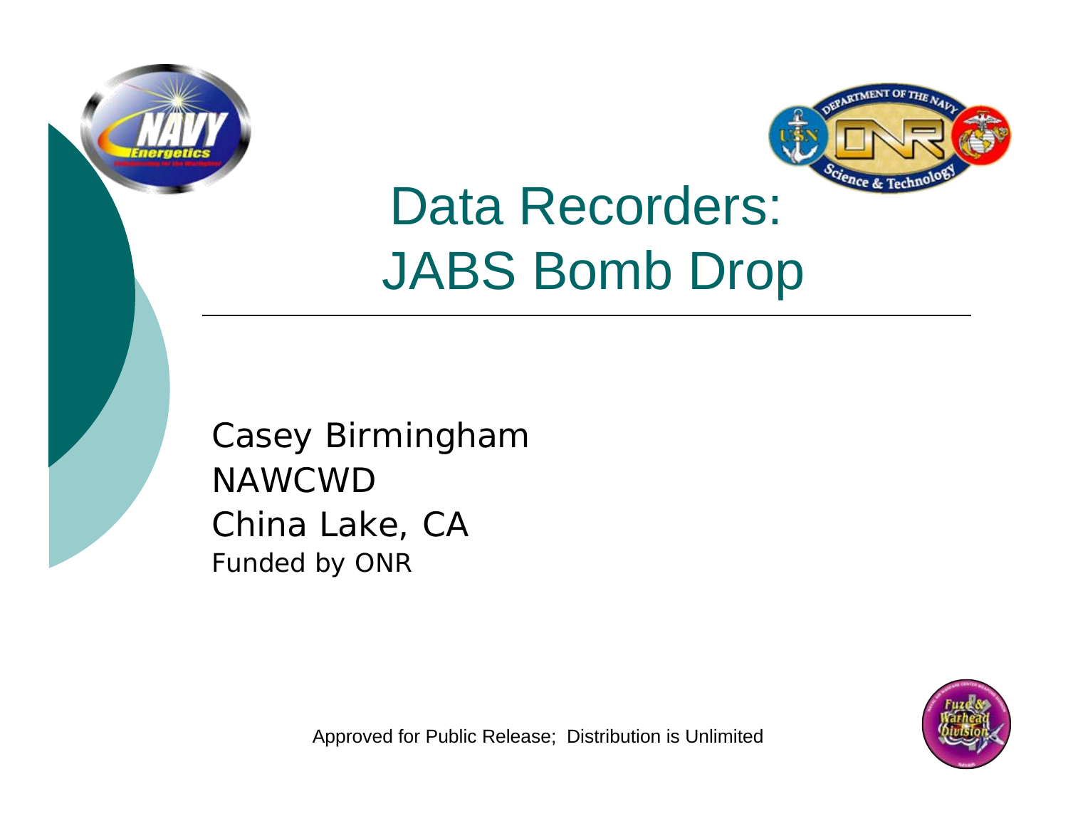# Data Recorders: JABS Bomb Drop

Casey Birmingham
NAWCWD
China Lake, CA
Funded by ONR

Approved for Public Release; Distribution is Unlimited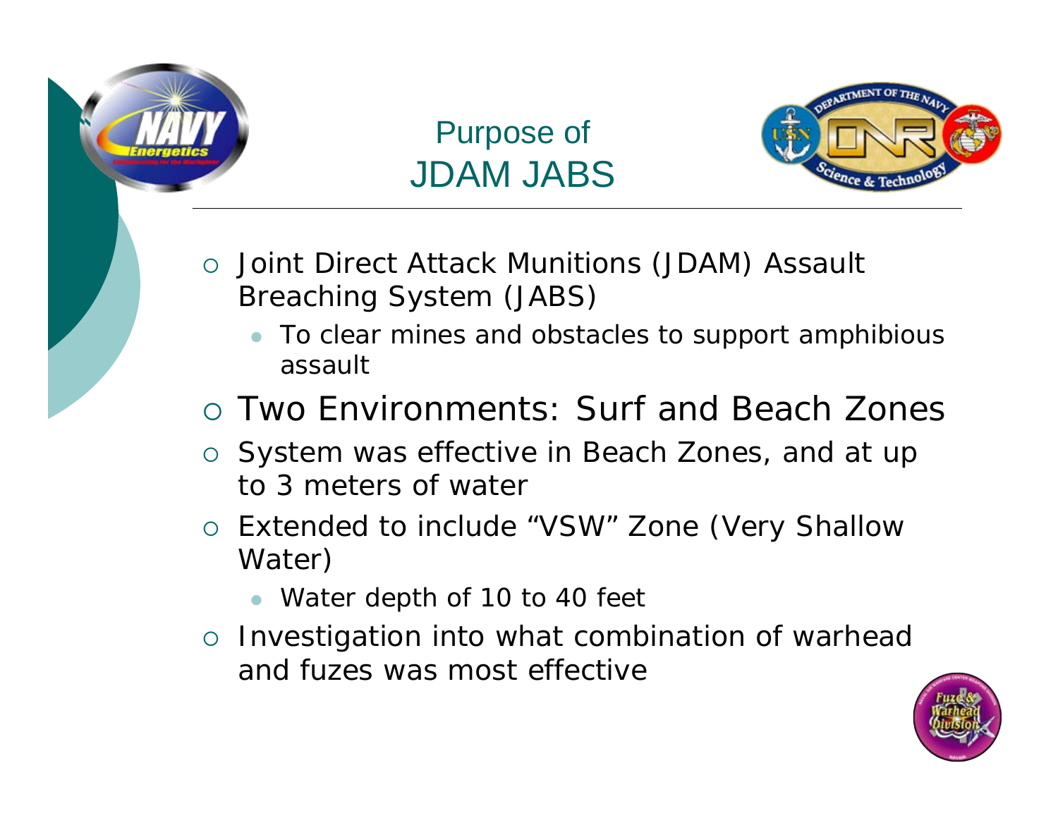# Purpose of JDAM JABS

- Joint Direct Attack Munitions (JDAM) Assault Breaching System (JABS)
  - To clear mines and obstacles to support amphibious assault
- Two Environments: Surf and Beach Zones
- System was effective in Beach Zones, and at up to 3 meters of water
- Extended to include "VSW" Zone (Very Shallow Water)
  - Water depth of 10 to 40 feet
- Investigation into what combination of warhead and fuzes was most effective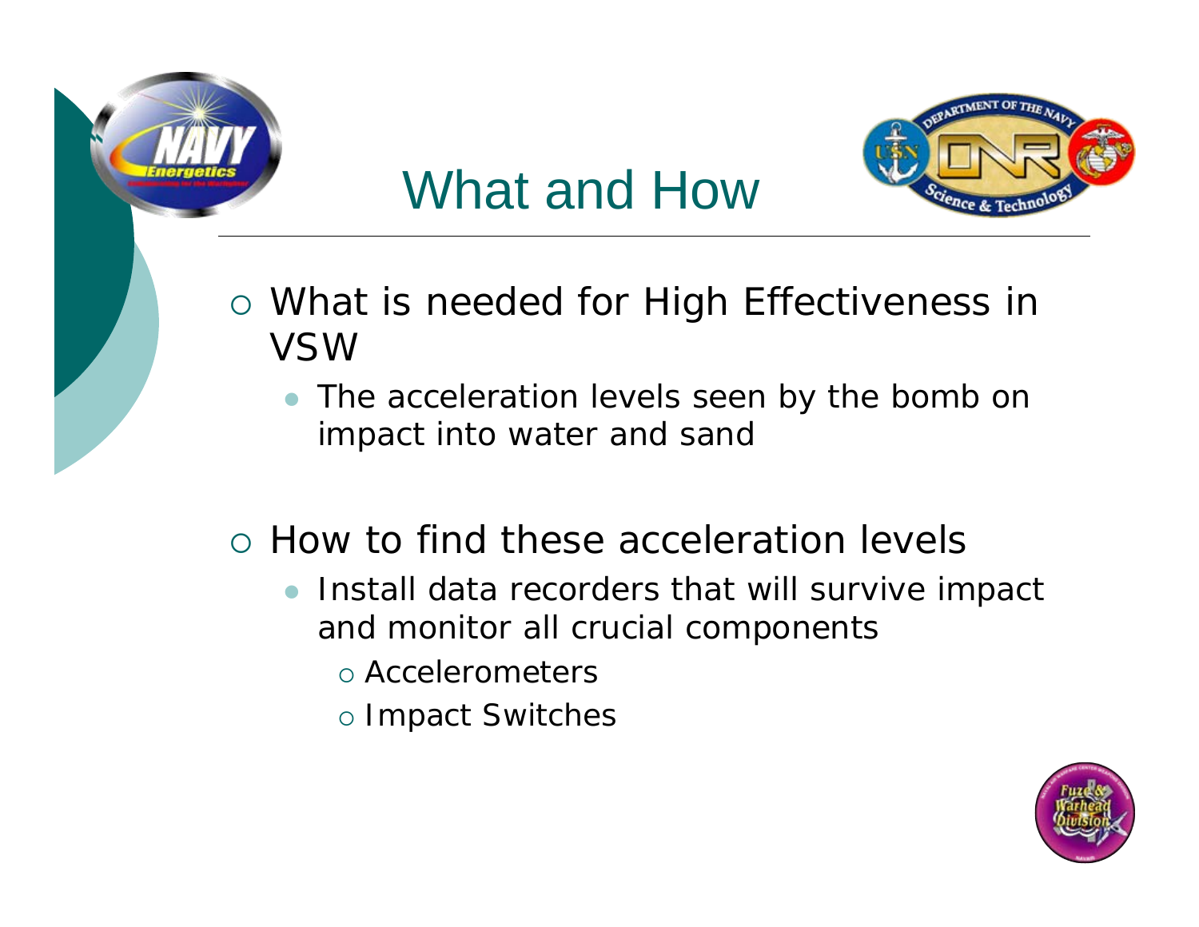# What and How

- What is needed for High Effectiveness in VSW
  - The acceleration levels seen by the bomb on impact into water and sand

- How to find these acceleration levels
  - Install data recorders that will survive impact and monitor all crucial components
    - Accelerometers
    - Impact Switches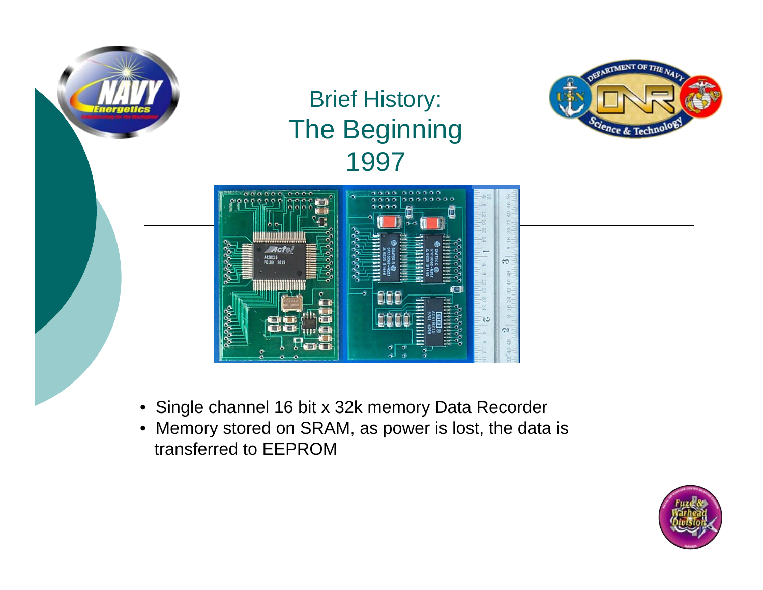# Brief History: The Beginning 1997

- Single channel 16 bit x 32k memory Data Recorder
- Memory stored on SRAM, as power is lost, the data is transferred to EEPROM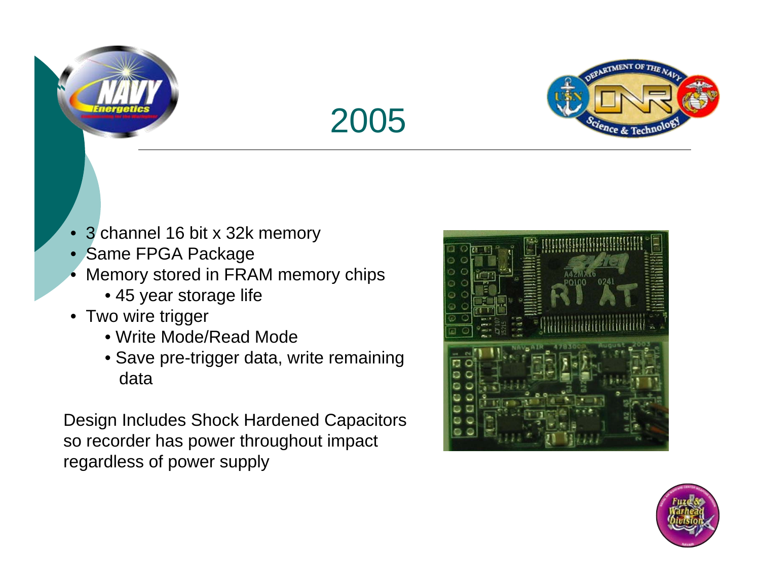# 2005

- 3 channel 16 bit x 32k memory
- Same FPGA Package
- Memory stored in FRAM memory chips
  - 45 year storage life
- Two wire trigger
  - Write Mode/Read Mode
  - Save pre-trigger data, write remaining data

Design Includes Shock Hardened Capacitors so recorder has power throughout impact regardless of power supply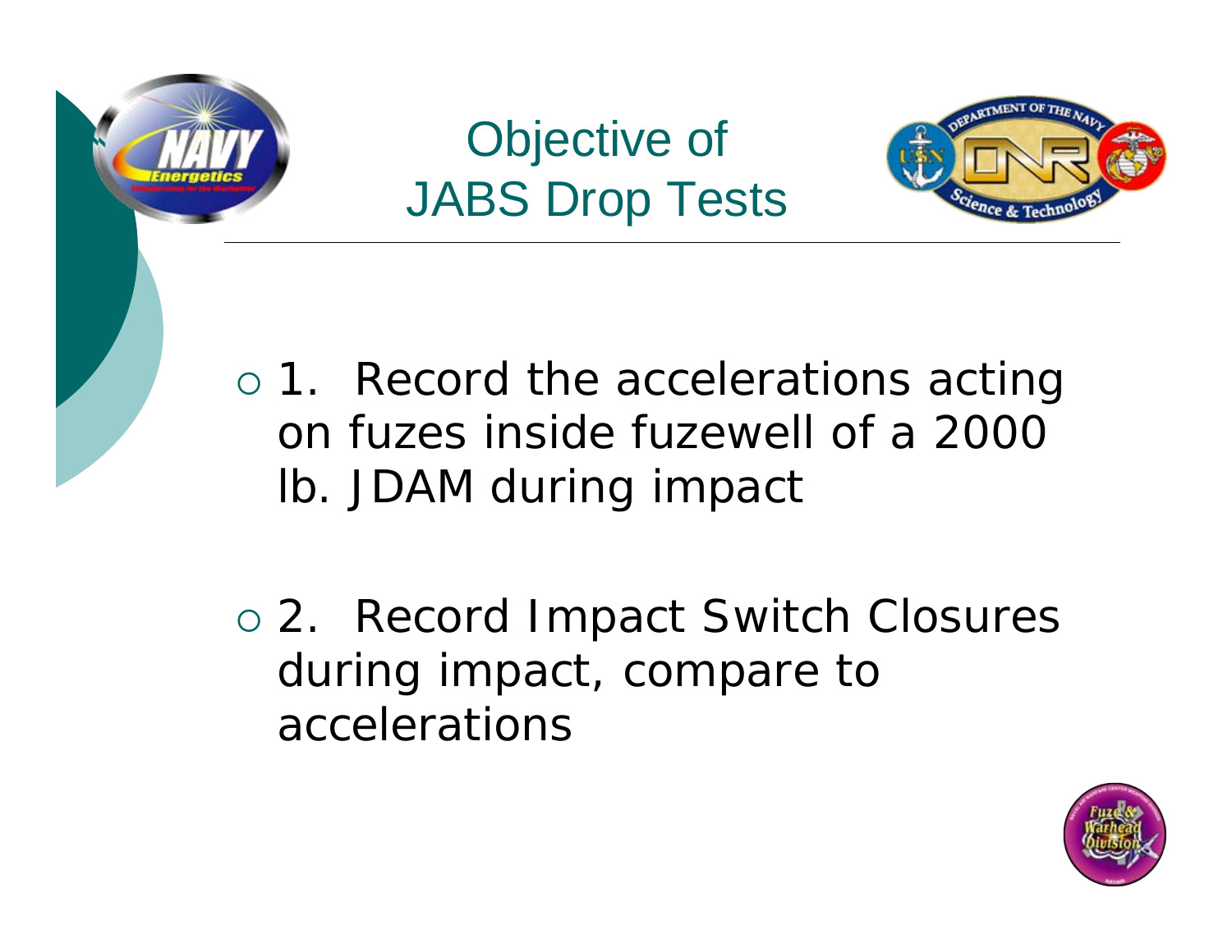# Objective of JABS Drop Tests

- 1. Record the accelerations acting on fuzes inside fuzewell of a 2000 lb. JDAM during impact

- 2. Record Impact Switch Closures during impact, compare to accelerations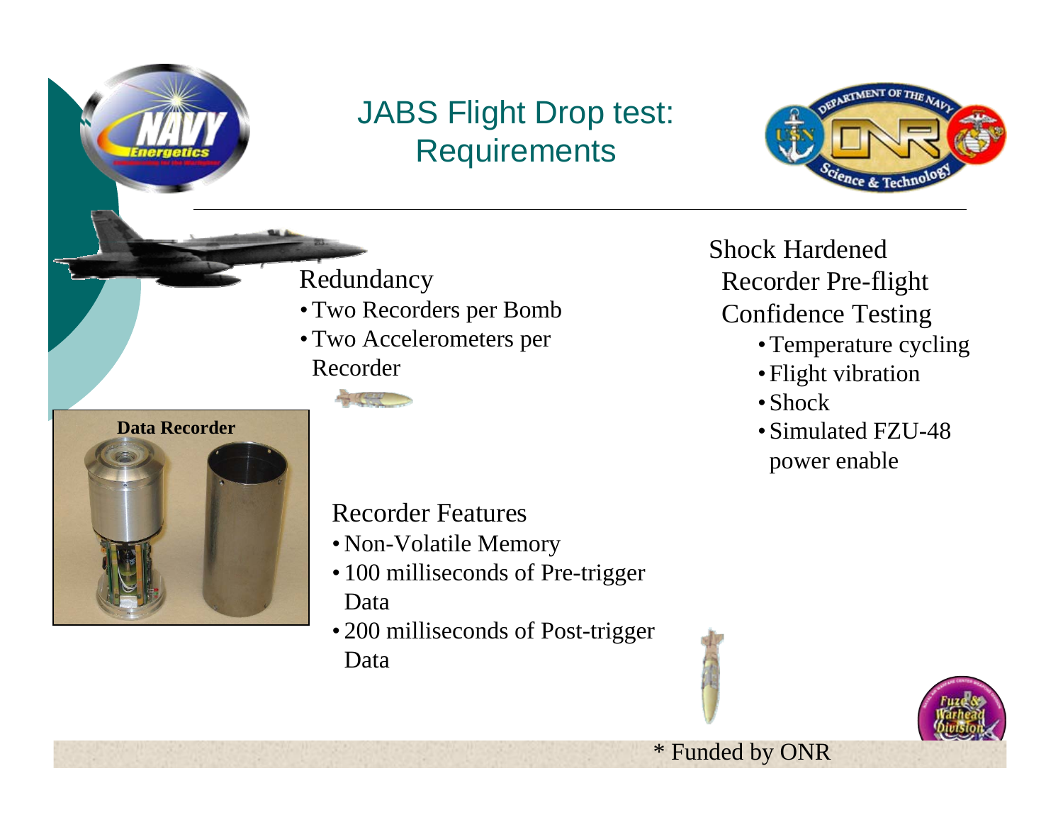# JABS Flight Drop test: Requirements

Redundancy

- Two Recorders per Bomb
- Two Accelerometers per Recorder

Data Recorder

Recorder Features

- Non-Volatile Memory
- 100 milliseconds of Pre-trigger Data
- 200 milliseconds of Post-trigger Data

Shock Hardened Recorder Pre-flight Confidence Testing

- Temperature cycling
- Flight vibration
- Shock
- Simulated FZU-48 power enable

* Funded by ONR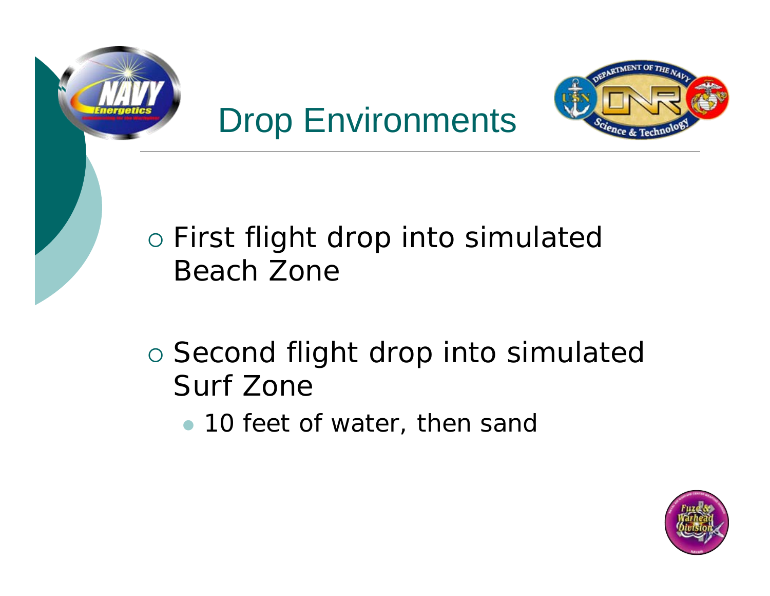# Drop Environments

- First flight drop into simulated Beach Zone
- Second flight drop into simulated Surf Zone
  - 10 feet of water, then sand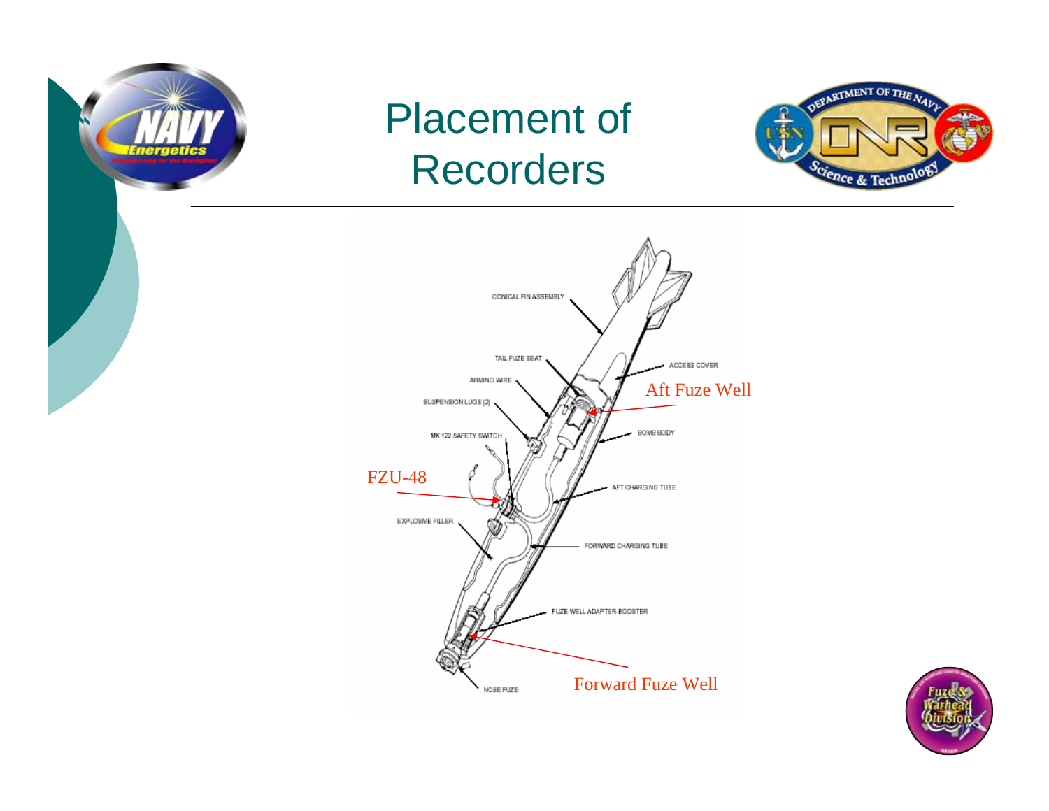# Placement of Recorders

CONICAL FIN ASSEMBLY

TAIL FUZE SEAT

ACCESS COVER

Aft Fuze Well

ARMING WIRE

SUSPENSION LUGS (2)

BOMB BODY

MK 122 SAFETY SWITCH

FZU-48

AFT CHARGING TUBE

EXPLOSIVE FILLER

FORWARD CHARGING TUBE

FUZE WELL ADAPTER-BOOSTER

NOSE FUZE

Forward Fuze Well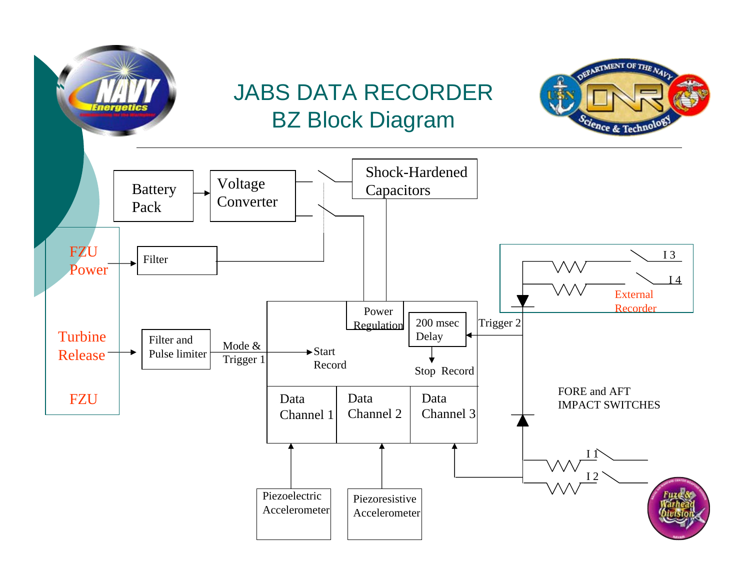# JABS DATA RECORDER
## BZ Block Diagram

Battery Pack

Voltage Converter

Shock-Hardened Capacitors

FZU Power

Filter

Turbine Release

FZU

Filter and Pulse limiter

Mode & Trigger 1

Start Record

Power Regulation

200 msec Delay

Trigger 2

Stop Record

Data Channel 1

Data Channel 2

Data Channel 3

Piezoelectric Accelerometer

Piezoresistive Accelerometer

I 3

I 4

External Recorder

FORE and AFT IMPACT SWITCHES

I 1

I 2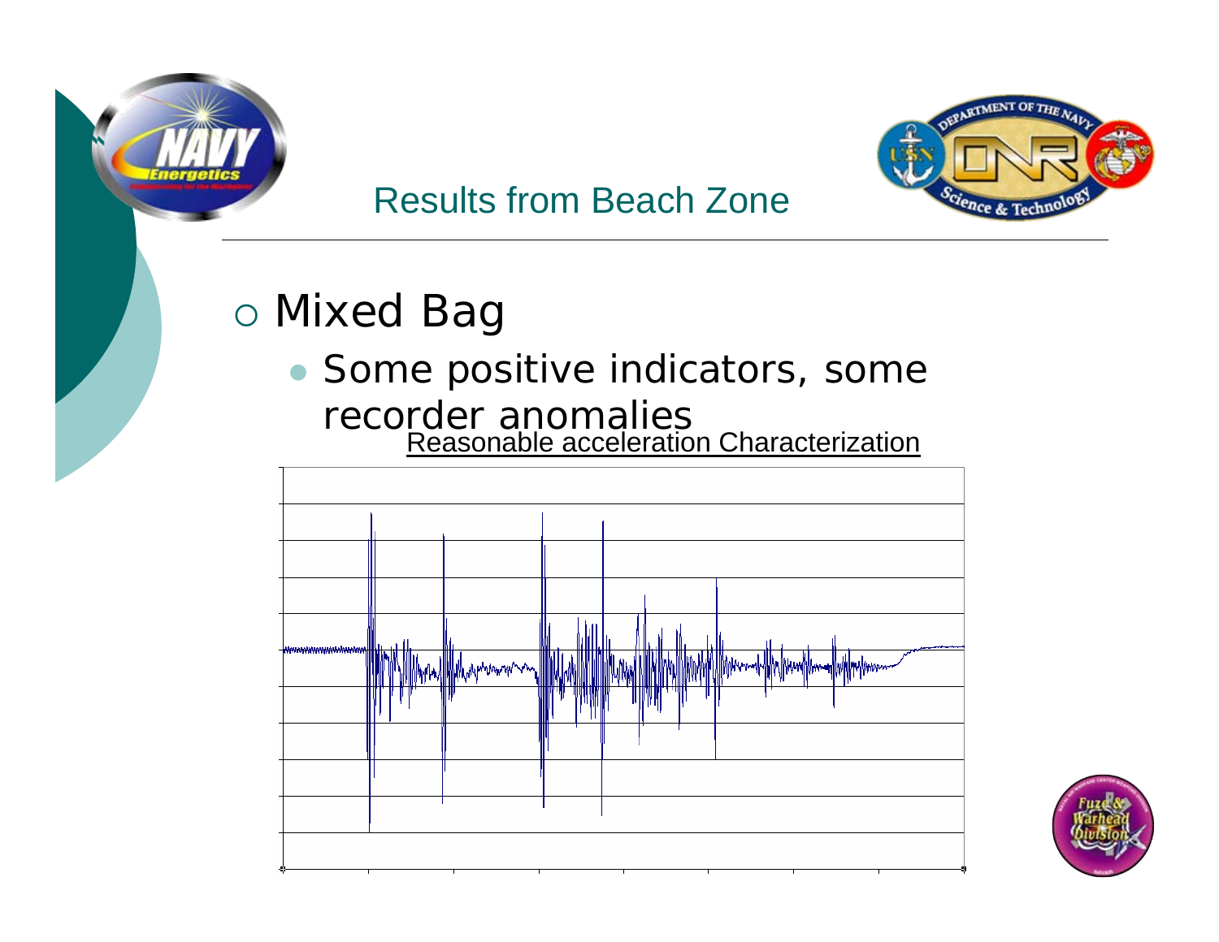## Results from Beach Zone

- Mixed Bag
  - Some positive indicators, some recorder anomalies

Reasonable acceleration Characterization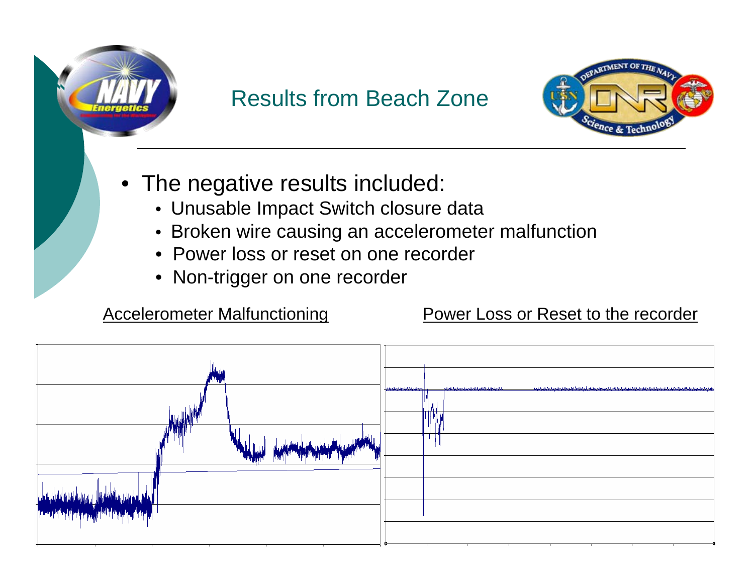# Results from Beach Zone

- The negative results included:
  - Unusable Impact Switch closure data
  - Broken wire causing an accelerometer malfunction
  - Power loss or reset on one recorder
  - Non-trigger on one recorder

Accelerometer Malfunctioning

Power Loss or Reset to the recorder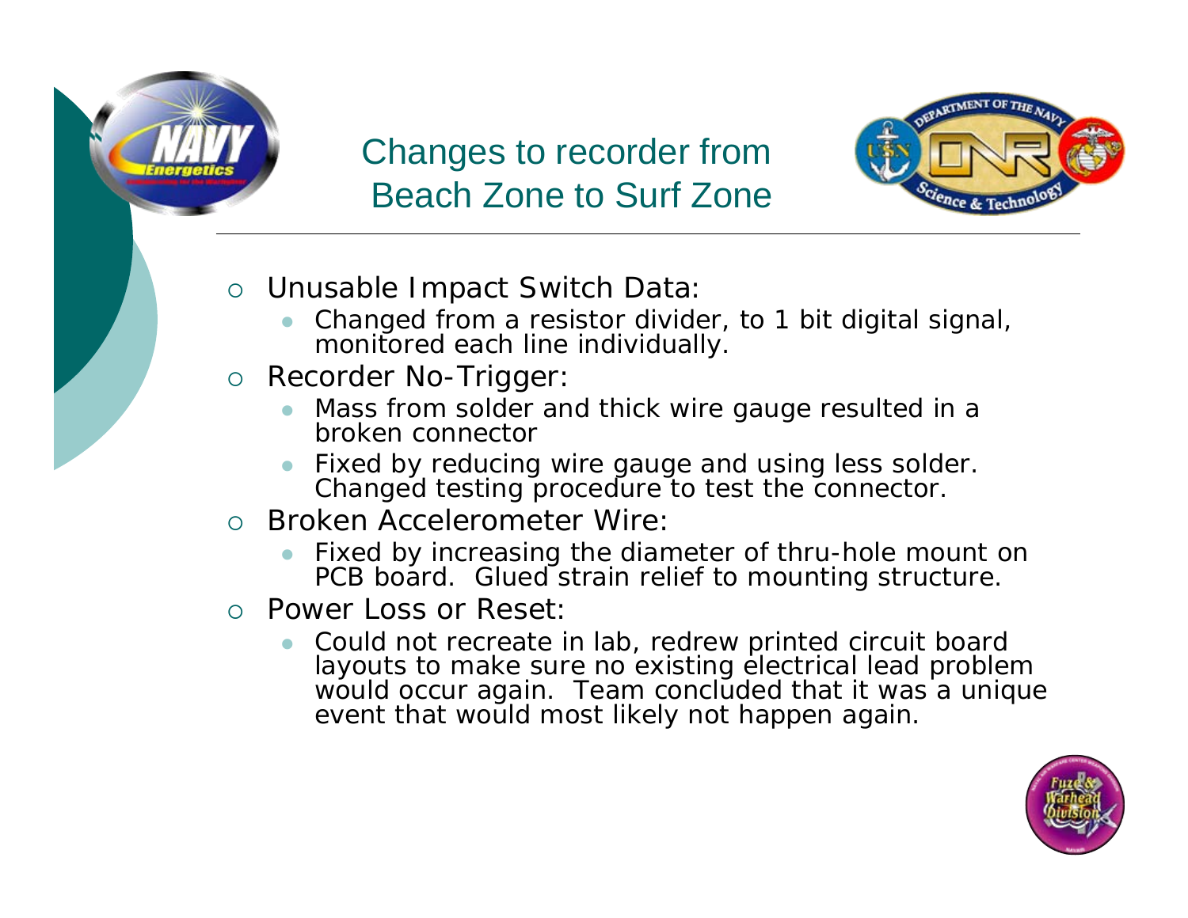# Changes to recorder from Beach Zone to Surf Zone

- Unusable Impact Switch Data:
  - Changed from a resistor divider, to 1 bit digital signal, monitored each line individually.
- Recorder No-Trigger:
  - Mass from solder and thick wire gauge resulted in a broken connector
  - Fixed by reducing wire gauge and using less solder. Changed testing procedure to test the connector.
- Broken Accelerometer Wire:
  - Fixed by increasing the diameter of thru-hole mount on PCB board. Glued strain relief to mounting structure.
- Power Loss or Reset:
  - Could not recreate in lab, redrew printed circuit board layouts to make sure no existing electrical lead problem would occur again. Team concluded that it was a unique event that would most likely not happen again.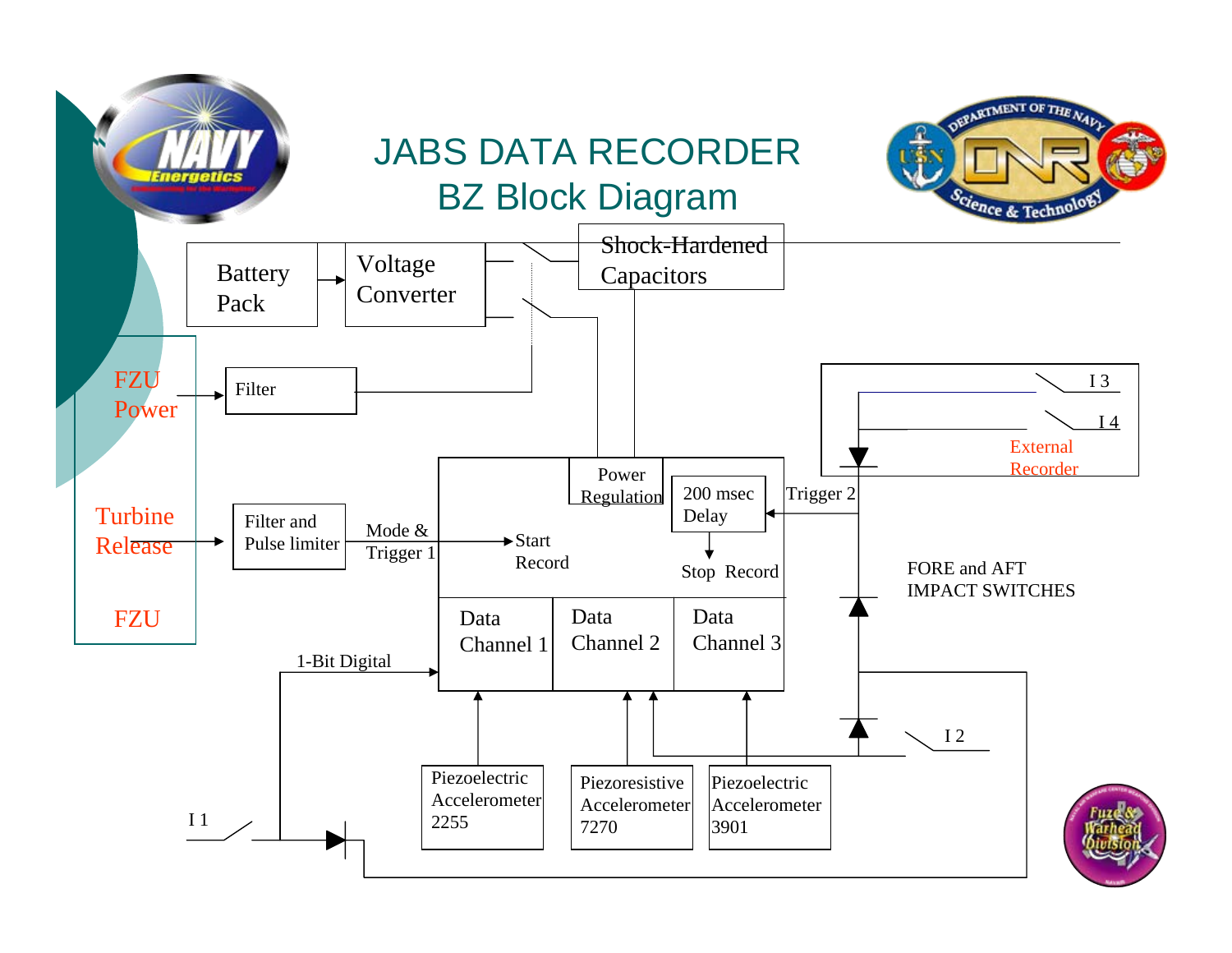# JABS DATA RECORDER
## BZ Block Diagram

Battery Pack

Voltage Converter

Shock-Hardened Capacitors

FZU Power

Filter

Turbine Release

FZU

Filter and Pulse limiter

Mode & Trigger 1

Start Record

Power Regulation

200 msec Delay

Trigger 2

Stop Record

Data Channel 1

Data Channel 2

Data Channel 3

1-Bit Digital

I 1

I 2

I 3

I 4

External Recorder

FORE and AFT IMPACT SWITCHES

Piezoelectric Accelerometer 2255

Piezoresistive Accelerometer 7270

Piezoelectric Accelerometer 3901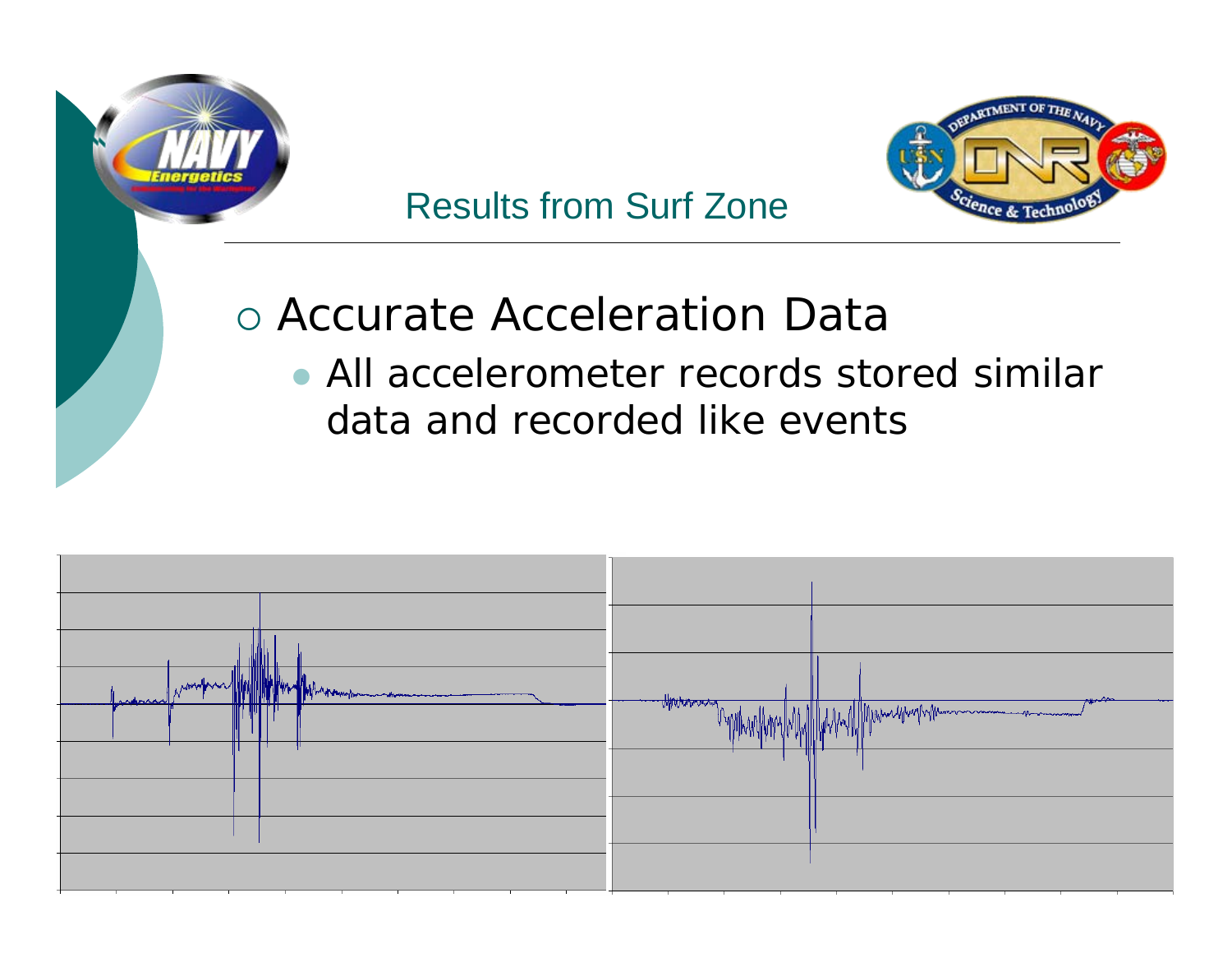## Results from Surf Zone

- Accurate Acceleration Data
  - All accelerometer records stored similar data and recorded like events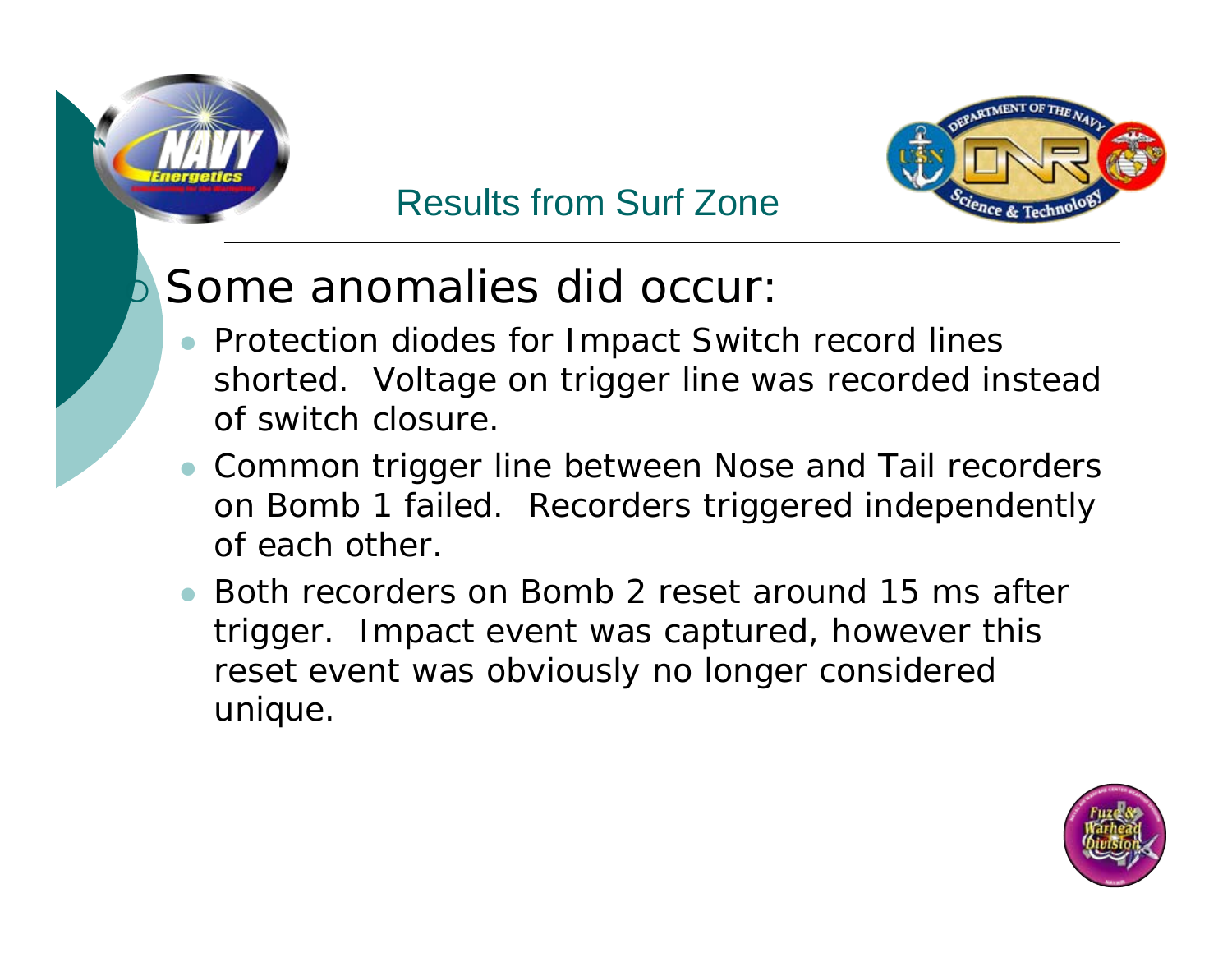# Results from Surf Zone

- Some anomalies did occur:
  - Protection diodes for Impact Switch record lines shorted. Voltage on trigger line was recorded instead of switch closure.
  - Common trigger line between Nose and Tail recorders on Bomb 1 failed. Recorders triggered independently of each other.
  - Both recorders on Bomb 2 reset around 15 ms after trigger. Impact event was captured, however this reset event was obviously no longer considered unique.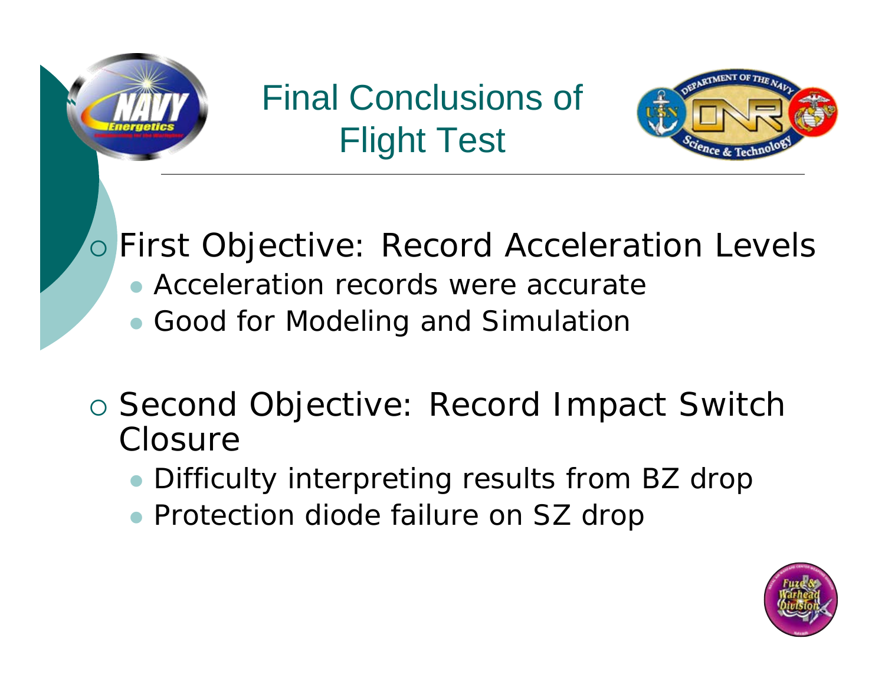# Final Conclusions of Flight Test

- First Objective: Record Acceleration Levels
  - Acceleration records were accurate
  - Good for Modeling and Simulation
- Second Objective: Record Impact Switch Closure
  - Difficulty interpreting results from BZ drop
  - Protection diode failure on SZ drop